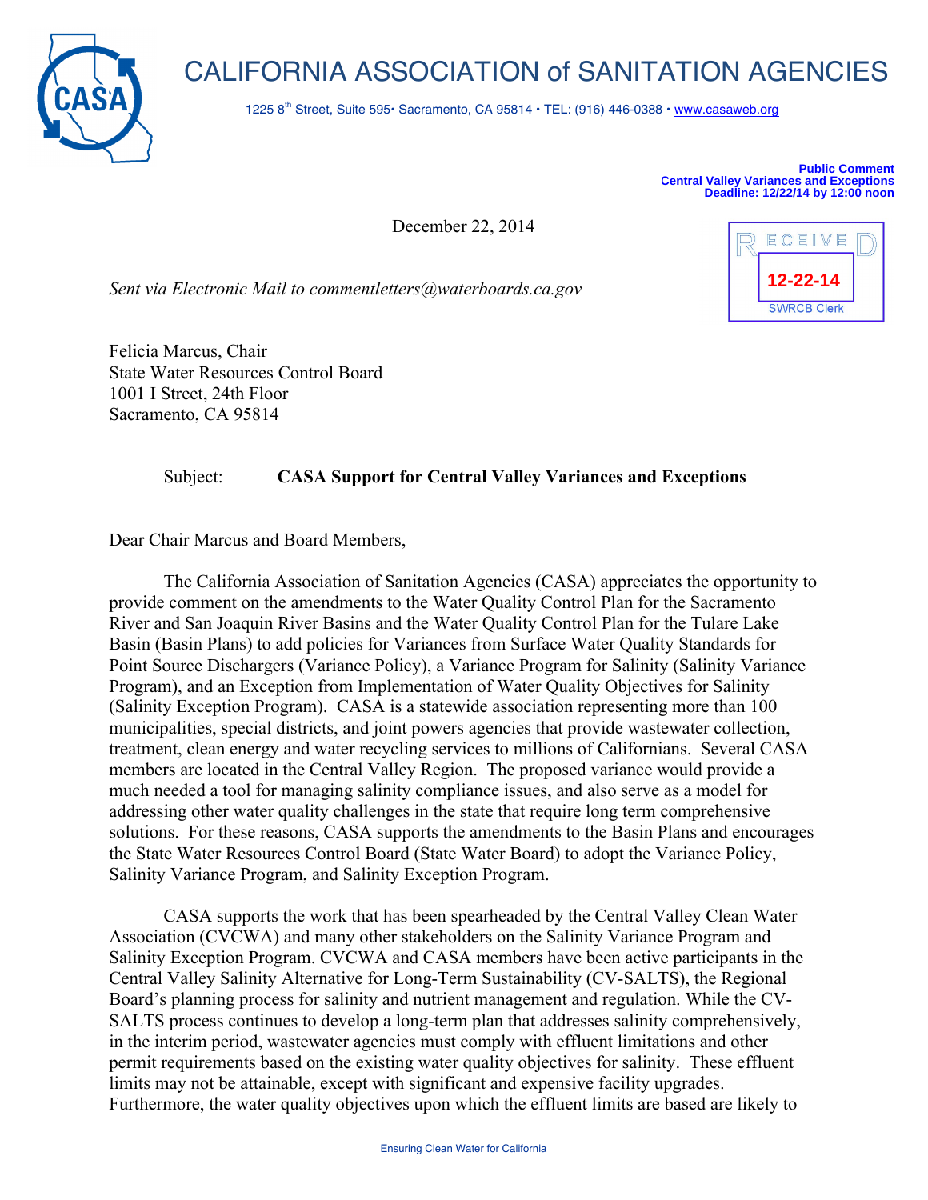# CALIFORNIA ASSOCIATION of SANITATION AGENCIES

1225 8th Street, Suite 595• Sacramento, CA 95814 • TEL: (916) 446-0388 • www.casaweb.org

**Public Comment**
**Central Valley Variances and Exceptions**
**Deadline: 12/22/14 by 12:00 noon**

RECEIVED
12-22-14
SWRCB Clerk

December 22, 2014

*Sent via Electronic Mail to commentletters@waterboards.ca.gov*

Felicia Marcus, Chair
State Water Resources Control Board
1001 I Street, 24th Floor
Sacramento, CA 95814

Subject: **CASA Support for Central Valley Variances and Exceptions**

Dear Chair Marcus and Board Members,

The California Association of Sanitation Agencies (CASA) appreciates the opportunity to provide comment on the amendments to the Water Quality Control Plan for the Sacramento River and San Joaquin River Basins and the Water Quality Control Plan for the Tulare Lake Basin (Basin Plans) to add policies for Variances from Surface Water Quality Standards for Point Source Dischargers (Variance Policy), a Variance Program for Salinity (Salinity Variance Program), and an Exception from Implementation of Water Quality Objectives for Salinity (Salinity Exception Program). CASA is a statewide association representing more than 100 municipalities, special districts, and joint powers agencies that provide wastewater collection, treatment, clean energy and water recycling services to millions of Californians. Several CASA members are located in the Central Valley Region. The proposed variance would provide a much needed a tool for managing salinity compliance issues, and also serve as a model for addressing other water quality challenges in the state that require long term comprehensive solutions. For these reasons, CASA supports the amendments to the Basin Plans and encourages the State Water Resources Control Board (State Water Board) to adopt the Variance Policy, Salinity Variance Program, and Salinity Exception Program.

CASA supports the work that has been spearheaded by the Central Valley Clean Water Association (CVCWA) and many other stakeholders on the Salinity Variance Program and Salinity Exception Program. CVCWA and CASA members have been active participants in the Central Valley Salinity Alternative for Long-Term Sustainability (CV-SALTS), the Regional Board's planning process for salinity and nutrient management and regulation. While the CV-SALTS process continues to develop a long-term plan that addresses salinity comprehensively, in the interim period, wastewater agencies must comply with effluent limitations and other permit requirements based on the existing water quality objectives for salinity. These effluent limits may not be attainable, except with significant and expensive facility upgrades. Furthermore, the water quality objectives upon which the effluent limits are based are likely to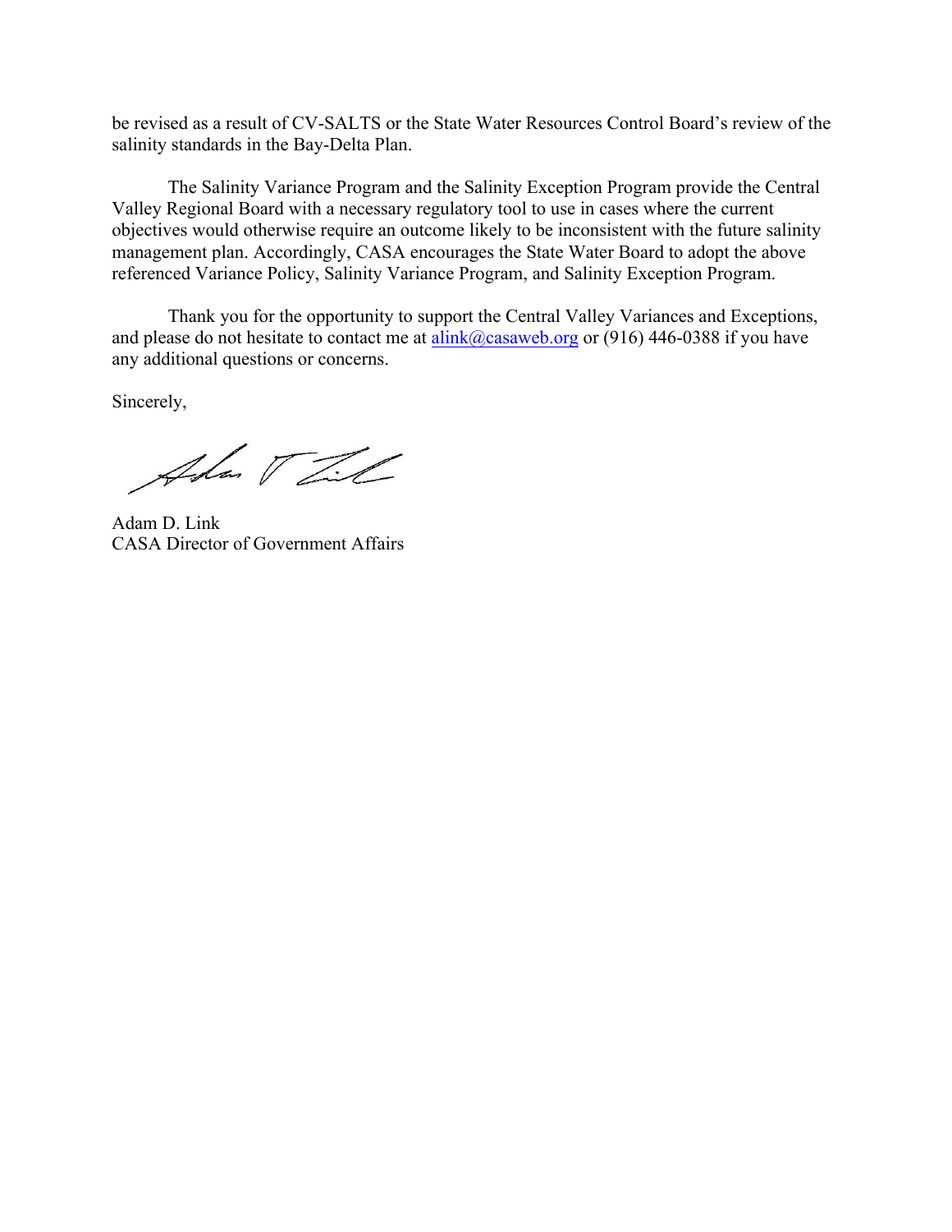be revised as a result of CV-SALTS or the State Water Resources Control Board's review of the salinity standards in the Bay-Delta Plan.

The Salinity Variance Program and the Salinity Exception Program provide the Central Valley Regional Board with a necessary regulatory tool to use in cases where the current objectives would otherwise require an outcome likely to be inconsistent with the future salinity management plan. Accordingly, CASA encourages the State Water Board to adopt the above referenced Variance Policy, Salinity Variance Program, and Salinity Exception Program.

Thank you for the opportunity to support the Central Valley Variances and Exceptions, and please do not hesitate to contact me at alink@casaweb.org or (916) 446-0388 if you have any additional questions or concerns.

Sincerely,

Adam D. Link
CASA Director of Government Affairs